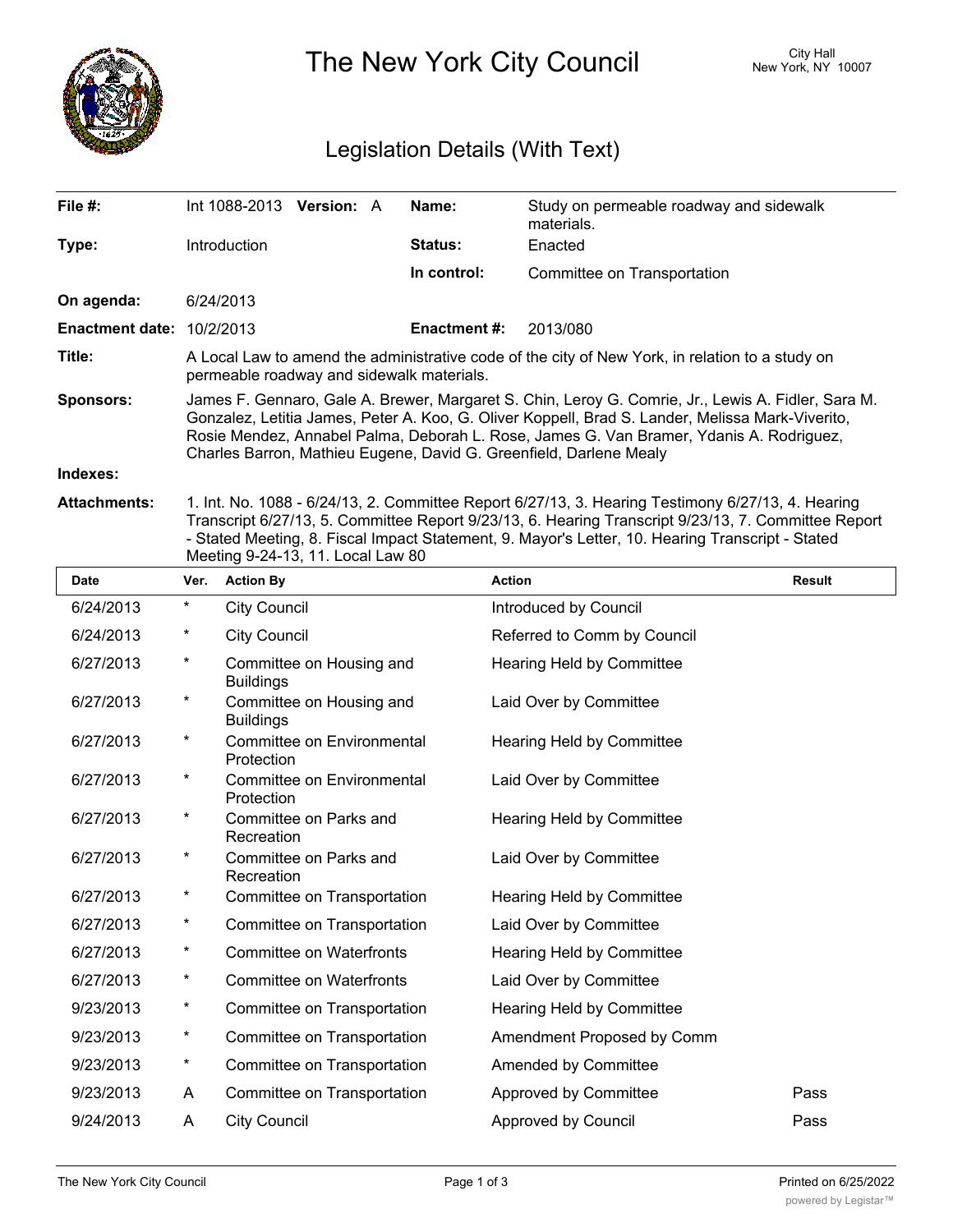# The New York City Council

City Hall
New York, NY 10007

## Legislation Details (With Text)

| | | | |
|---|---|---|---|
| **File #:** | Int 1088-2013 **Version:** A | **Name:** | Study on permeable roadway and sidewalk materials. |
| **Type:** | Introduction | **Status:** | Enacted |
| | | **In control:** | Committee on Transportation |
| **On agenda:** | 6/24/2013 | | |
| **Enactment date:** | 10/2/2013 | **Enactment #:** | 2013/080 |

**Title:** A Local Law to amend the administrative code of the city of New York, in relation to a study on permeable roadway and sidewalk materials.

**Sponsors:** James F. Gennaro, Gale A. Brewer, Margaret S. Chin, Leroy G. Comrie, Jr., Lewis A. Fidler, Sara M. Gonzalez, Letitia James, Peter A. Koo, G. Oliver Koppell, Brad S. Lander, Melissa Mark-Viverito, Rosie Mendez, Annabel Palma, Deborah L. Rose, James G. Van Bramer, Ydanis A. Rodriguez, Charles Barron, Mathieu Eugene, David G. Greenfield, Darlene Mealy

**Indexes:**

**Attachments:** 1. Int. No. 1088 - 6/24/13, 2. Committee Report 6/27/13, 3. Hearing Testimony 6/27/13, 4. Hearing Transcript 6/27/13, 5. Committee Report 9/23/13, 6. Hearing Transcript 9/23/13, 7. Committee Report - Stated Meeting, 8. Fiscal Impact Statement, 9. Mayor's Letter, 10. Hearing Transcript - Stated Meeting 9-24-13, 11. Local Law 80

| Date | Ver. | Action By | Action | Result |
|---|---|---|---|---|
| 6/24/2013 | * | City Council | Introduced by Council | |
| 6/24/2013 | * | City Council | Referred to Comm by Council | |
| 6/27/2013 | * | Committee on Housing and Buildings | Hearing Held by Committee | |
| 6/27/2013 | * | Committee on Housing and Buildings | Laid Over by Committee | |
| 6/27/2013 | * | Committee on Environmental Protection | Hearing Held by Committee | |
| 6/27/2013 | * | Committee on Environmental Protection | Laid Over by Committee | |
| 6/27/2013 | * | Committee on Parks and Recreation | Hearing Held by Committee | |
| 6/27/2013 | * | Committee on Parks and Recreation | Laid Over by Committee | |
| 6/27/2013 | * | Committee on Transportation | Hearing Held by Committee | |
| 6/27/2013 | * | Committee on Transportation | Laid Over by Committee | |
| 6/27/2013 | * | Committee on Waterfronts | Hearing Held by Committee | |
| 6/27/2013 | * | Committee on Waterfronts | Laid Over by Committee | |
| 9/23/2013 | * | Committee on Transportation | Hearing Held by Committee | |
| 9/23/2013 | * | Committee on Transportation | Amendment Proposed by Comm | |
| 9/23/2013 | * | Committee on Transportation | Amended by Committee | |
| 9/23/2013 | A | Committee on Transportation | Approved by Committee | Pass |
| 9/24/2013 | A | City Council | Approved by Council | Pass |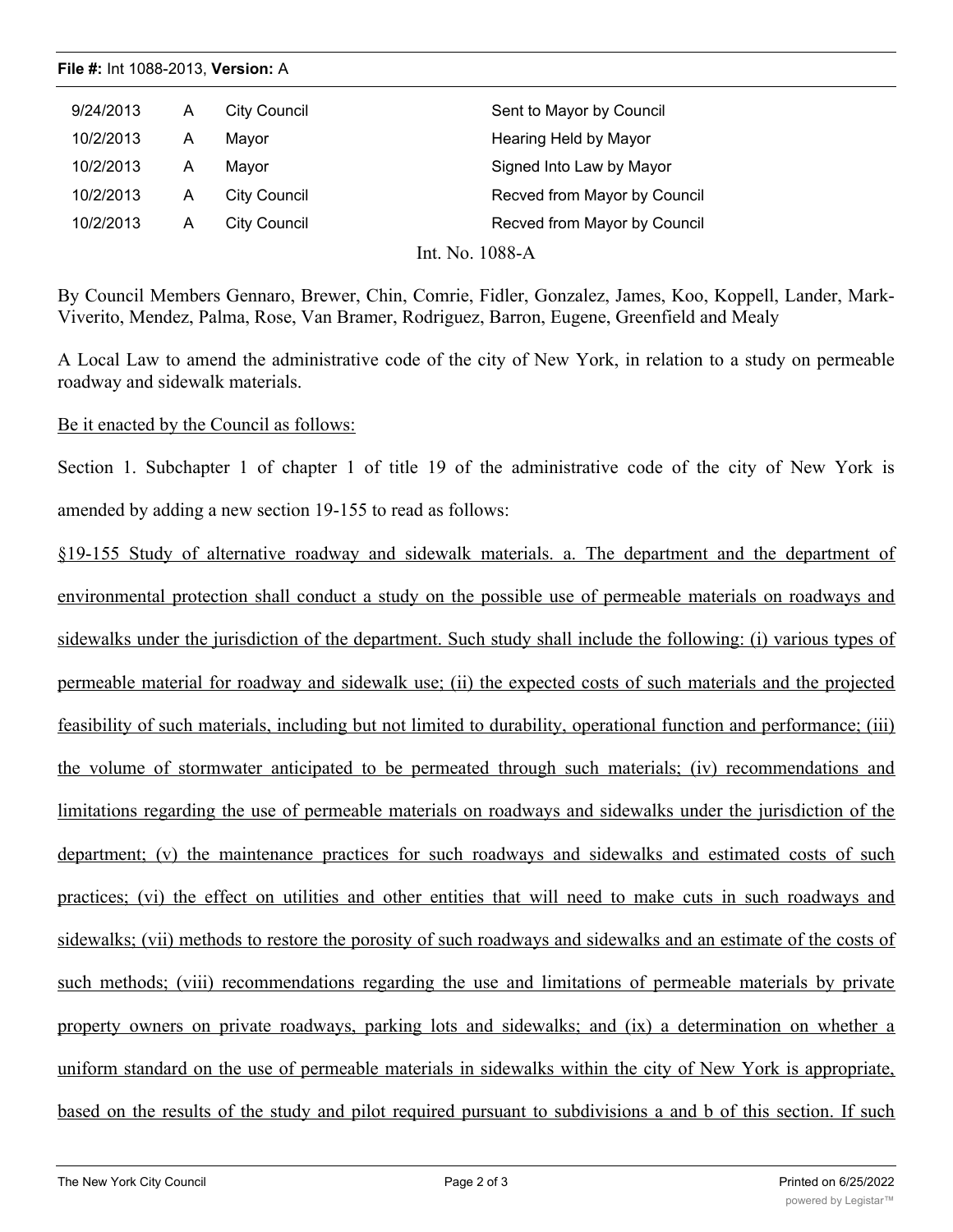**File #:** Int 1088-2013, **Version:** A

| | | | |
|---|---|---|---|
| 9/24/2013 | A | City Council | Sent to Mayor by Council |
| 10/2/2013 | A | Mayor | Hearing Held by Mayor |
| 10/2/2013 | A | Mayor | Signed Into Law by Mayor |
| 10/2/2013 | A | City Council | Recved from Mayor by Council |
| 10/2/2013 | A | City Council | Recved from Mayor by Council |

Int. No. 1088-A

By Council Members Gennaro, Brewer, Chin, Comrie, Fidler, Gonzalez, James, Koo, Koppell, Lander, Mark-Viverito, Mendez, Palma, Rose, Van Bramer, Rodriguez, Barron, Eugene, Greenfield and Mealy

A Local Law to amend the administrative code of the city of New York, in relation to a study on permeable roadway and sidewalk materials.

Be it enacted by the Council as follows:

Section 1. Subchapter 1 of chapter 1 of title 19 of the administrative code of the city of New York is amended by adding a new section 19-155 to read as follows:

§19-155 Study of alternative roadway and sidewalk materials. a. The department and the department of environmental protection shall conduct a study on the possible use of permeable materials on roadways and sidewalks under the jurisdiction of the department. Such study shall include the following: (i) various types of permeable material for roadway and sidewalk use; (ii) the expected costs of such materials and the projected feasibility of such materials, including but not limited to durability, operational function and performance; (iii) the volume of stormwater anticipated to be permeated through such materials; (iv) recommendations and limitations regarding the use of permeable materials on roadways and sidewalks under the jurisdiction of the department; (v) the maintenance practices for such roadways and sidewalks and estimated costs of such practices; (vi) the effect on utilities and other entities that will need to make cuts in such roadways and sidewalks; (vii) methods to restore the porosity of such roadways and sidewalks and an estimate of the costs of such methods; (viii) recommendations regarding the use and limitations of permeable materials by private property owners on private roadways, parking lots and sidewalks; and (ix) a determination on whether a uniform standard on the use of permeable materials in sidewalks within the city of New York is appropriate, based on the results of the study and pilot required pursuant to subdivisions a and b of this section. If such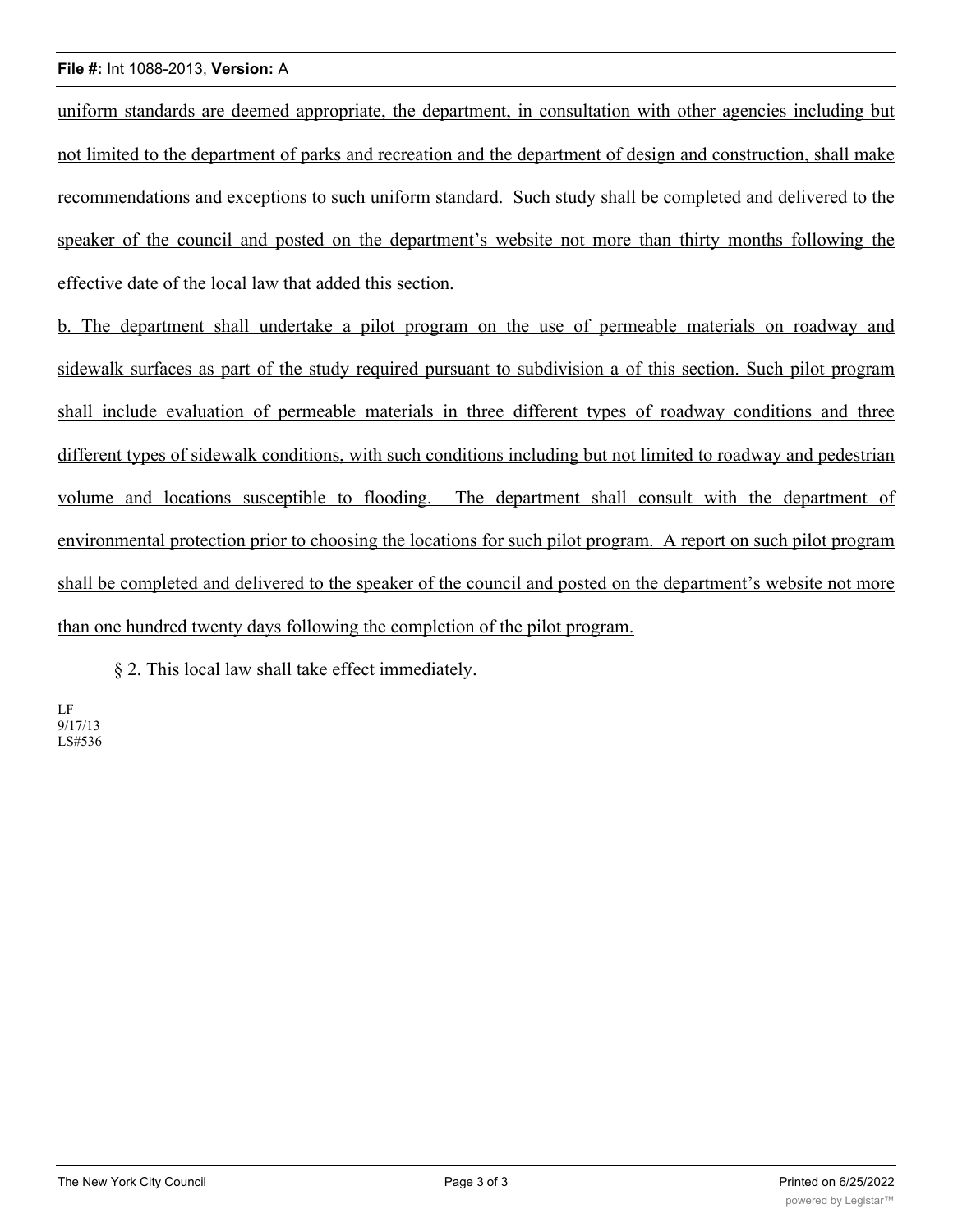uniform standards are deemed appropriate, the department, in consultation with other agencies including but not limited to the department of parks and recreation and the department of design and construction, shall make recommendations and exceptions to such uniform standard. Such study shall be completed and delivered to the speaker of the council and posted on the department's website not more than thirty months following the effective date of the local law that added this section.

b. The department shall undertake a pilot program on the use of permeable materials on roadway and sidewalk surfaces as part of the study required pursuant to subdivision a of this section. Such pilot program shall include evaluation of permeable materials in three different types of roadway conditions and three different types of sidewalk conditions, with such conditions including but not limited to roadway and pedestrian volume and locations susceptible to flooding. The department shall consult with the department of environmental protection prior to choosing the locations for such pilot program. A report on such pilot program shall be completed and delivered to the speaker of the council and posted on the department's website not more than one hundred twenty days following the completion of the pilot program.

§ 2. This local law shall take effect immediately.

LF
9/17/13
LS#536